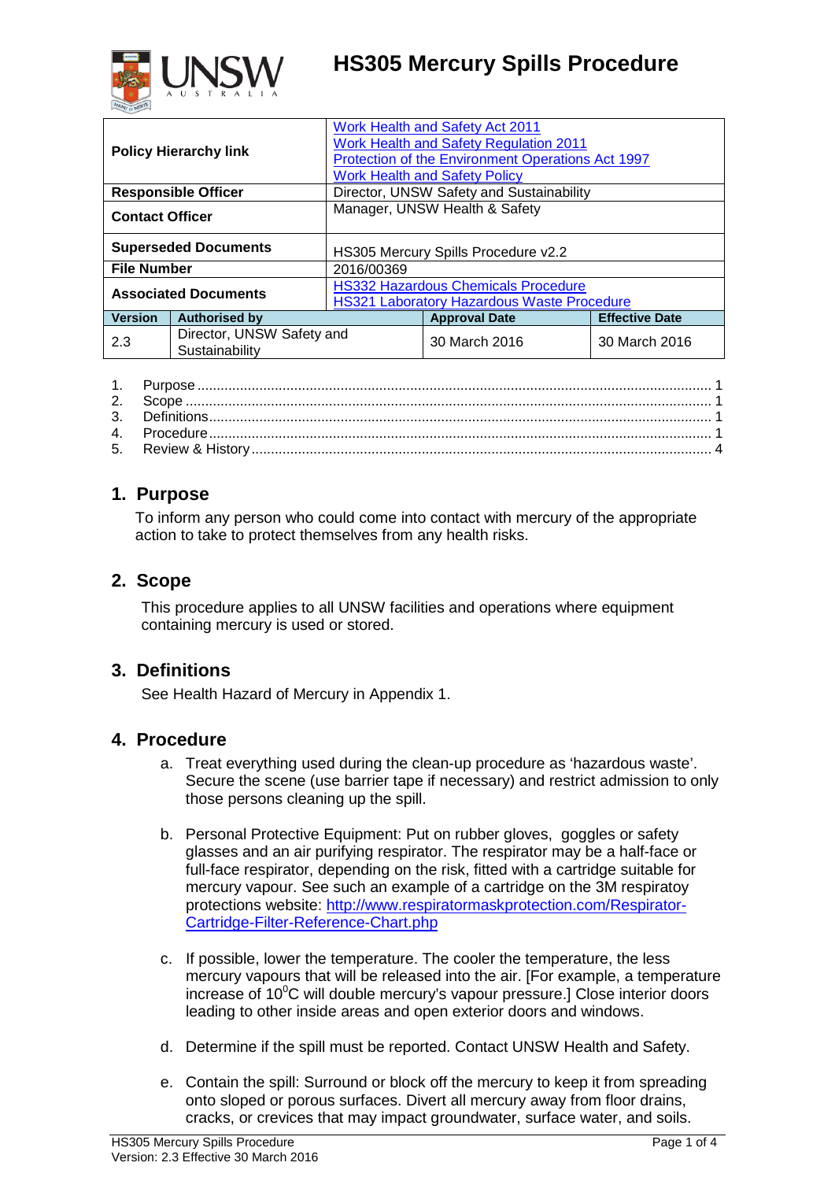# HS305 Mercury Spills Procedure

| Policy Hierarchy link | | Work Health and Safety Act 2011<br>Work Health and Safety Regulation 2011<br>Protection of the Environment Operations Act 1997<br>Work Health and Safety Policy | |
|---|---|---|---|
| Responsible Officer | | Director, UNSW Safety and Sustainability | |
| Contact Officer | | Manager, UNSW Health & Safety | |
| Superseded Documents | | HS305 Mercury Spills Procedure v2.2 | |
| File Number | | 2016/00369 | |
| Associated Documents | | HS332 Hazardous Chemicals Procedure<br>HS321 Laboratory Hazardous Waste Procedure | |
| **Version** | **Authorised by** | **Approval Date** | **Effective Date** |
| 2.3 | Director, UNSW Safety and Sustainability | 30 March 2016 | 30 March 2016 |

1. Purpose ........ 1
2. Scope ........ 1
3. Definitions ........ 1
4. Procedure ........ 1
5. Review & History ........ 4

## 1. Purpose

To inform any person who could come into contact with mercury of the appropriate action to take to protect themselves from any health risks.

## 2. Scope

This procedure applies to all UNSW facilities and operations where equipment containing mercury is used or stored.

## 3. Definitions

See Health Hazard of Mercury in Appendix 1.

## 4. Procedure

a. Treat everything used during the clean-up procedure as 'hazardous waste'. Secure the scene (use barrier tape if necessary) and restrict admission to only those persons cleaning up the spill.

b. Personal Protective Equipment: Put on rubber gloves, goggles or safety glasses and an air purifying respirator. The respirator may be a half-face or full-face respirator, depending on the risk, fitted with a cartridge suitable for mercury vapour. See such an example of a cartridge on the 3M respiratoy protections website: http://www.respiratormaskprotection.com/Respirator-Cartridge-Filter-Reference-Chart.php

c. If possible, lower the temperature. The cooler the temperature, the less mercury vapours that will be released into the air. [For example, a temperature increase of $10^0$C will double mercury's vapour pressure.] Close interior doors leading to other inside areas and open exterior doors and windows.

d. Determine if the spill must be reported. Contact UNSW Health and Safety.

e. Contain the spill: Surround or block off the mercury to keep it from spreading onto sloped or porous surfaces. Divert all mercury away from floor drains, cracks, or crevices that may impact groundwater, surface water, and soils.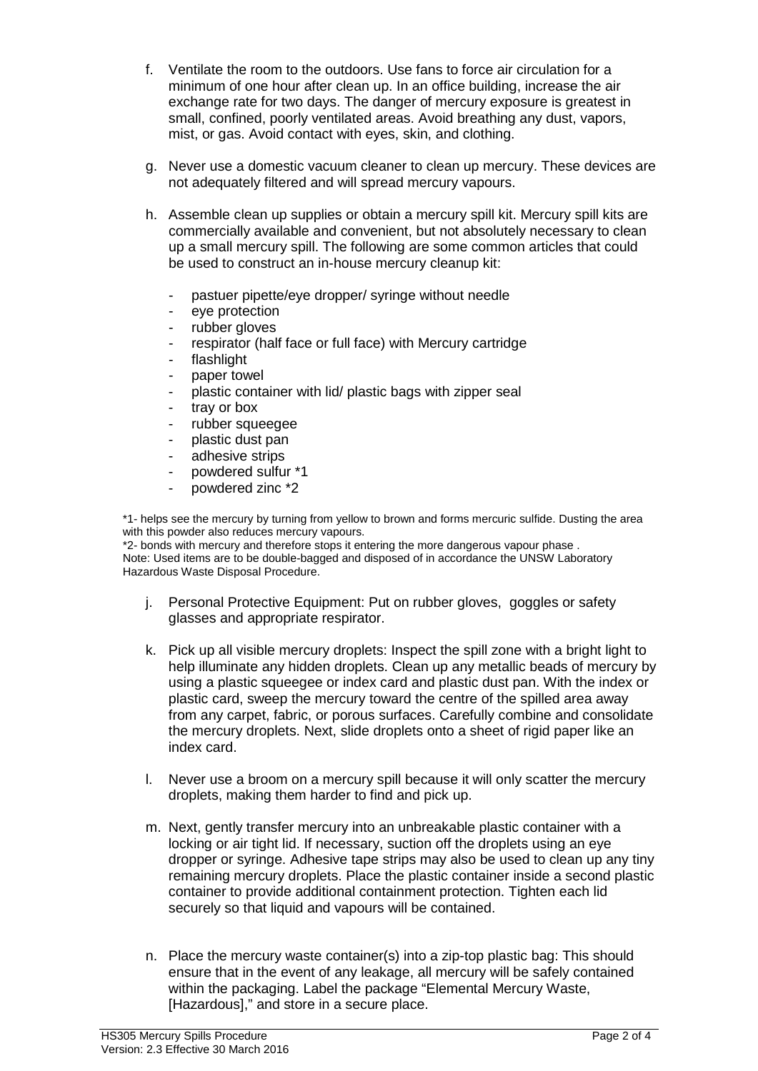f. Ventilate the room to the outdoors. Use fans to force air circulation for a minimum of one hour after clean up. In an office building, increase the air exchange rate for two days. The danger of mercury exposure is greatest in small, confined, poorly ventilated areas. Avoid breathing any dust, vapors, mist, or gas. Avoid contact with eyes, skin, and clothing.

g. Never use a domestic vacuum cleaner to clean up mercury. These devices are not adequately filtered and will spread mercury vapours.

h. Assemble clean up supplies or obtain a mercury spill kit. Mercury spill kits are commercially available and convenient, but not absolutely necessary to clean up a small mercury spill. The following are some common articles that could be used to construct an in-house mercury cleanup kit:

- pastuer pipette/eye dropper/ syringe without needle
- eye protection
- rubber gloves
- respirator (half face or full face) with Mercury cartridge
- flashlight
- paper towel
- plastic container with lid/ plastic bags with zipper seal
- tray or box
- rubber squeegee
- plastic dust pan
- adhesive strips
- powdered sulfur *1
- powdered zinc *2

*1- helps see the mercury by turning from yellow to brown and forms mercuric sulfide. Dusting the area with this powder also reduces mercury vapours.
*2- bonds with mercury and therefore stops it entering the more dangerous vapour phase .
Note: Used items are to be double-bagged and disposed of in accordance the UNSW Laboratory Hazardous Waste Disposal Procedure.

j. Personal Protective Equipment: Put on rubber gloves, goggles or safety glasses and appropriate respirator.

k. Pick up all visible mercury droplets: Inspect the spill zone with a bright light to help illuminate any hidden droplets. Clean up any metallic beads of mercury by using a plastic squeegee or index card and plastic dust pan. With the index or plastic card, sweep the mercury toward the centre of the spilled area away from any carpet, fabric, or porous surfaces. Carefully combine and consolidate the mercury droplets. Next, slide droplets onto a sheet of rigid paper like an index card.

l. Never use a broom on a mercury spill because it will only scatter the mercury droplets, making them harder to find and pick up.

m. Next, gently transfer mercury into an unbreakable plastic container with a locking or air tight lid. If necessary, suction off the droplets using an eye dropper or syringe. Adhesive tape strips may also be used to clean up any tiny remaining mercury droplets. Place the plastic container inside a second plastic container to provide additional containment protection. Tighten each lid securely so that liquid and vapours will be contained.

n. Place the mercury waste container(s) into a zip-top plastic bag: This should ensure that in the event of any leakage, all mercury will be safely contained within the packaging. Label the package "Elemental Mercury Waste, [Hazardous]," and store in a secure place.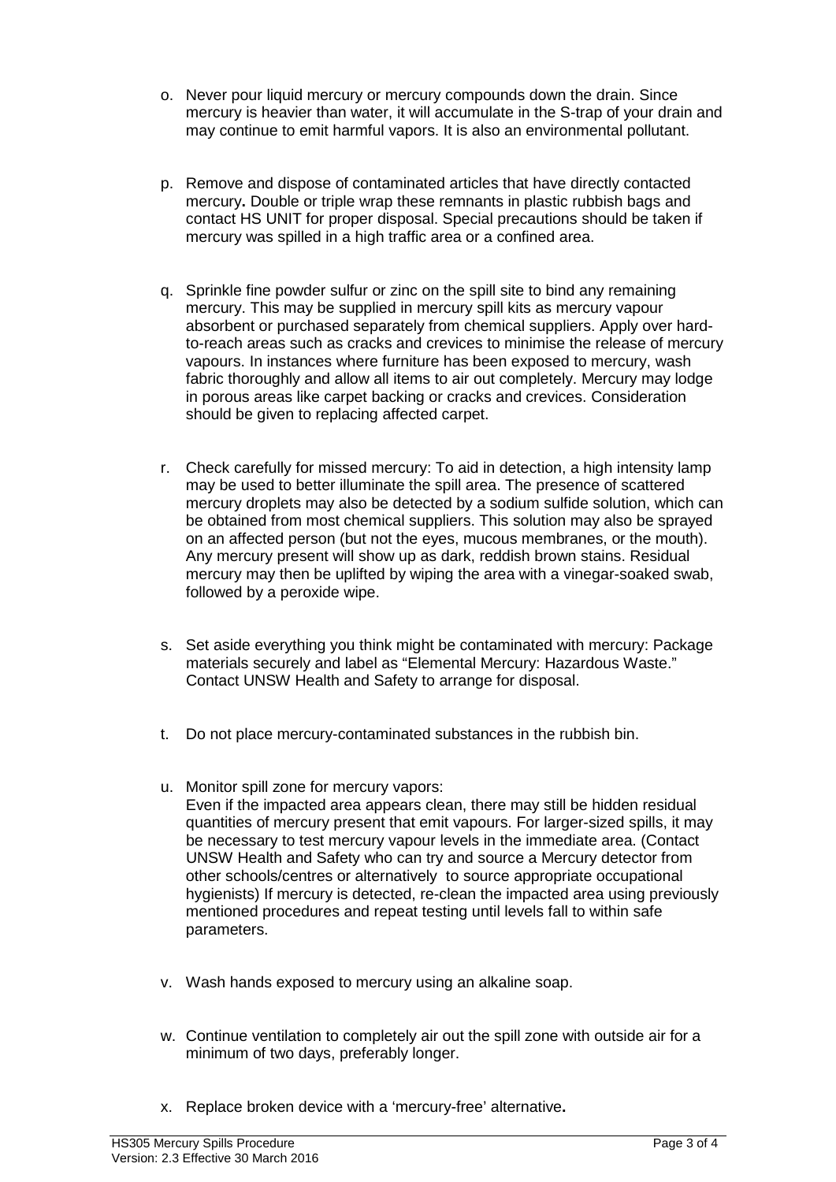o. Never pour liquid mercury or mercury compounds down the drain. Since mercury is heavier than water, it will accumulate in the S-trap of your drain and may continue to emit harmful vapors. It is also an environmental pollutant.

p. Remove and dispose of contaminated articles that have directly contacted mercury**.** Double or triple wrap these remnants in plastic rubbish bags and contact HS UNIT for proper disposal. Special precautions should be taken if mercury was spilled in a high traffic area or a confined area.

q. Sprinkle fine powder sulfur or zinc on the spill site to bind any remaining mercury. This may be supplied in mercury spill kits as mercury vapour absorbent or purchased separately from chemical suppliers. Apply over hard-to-reach areas such as cracks and crevices to minimise the release of mercury vapours. In instances where furniture has been exposed to mercury, wash fabric thoroughly and allow all items to air out completely. Mercury may lodge in porous areas like carpet backing or cracks and crevices. Consideration should be given to replacing affected carpet.

r. Check carefully for missed mercury: To aid in detection, a high intensity lamp may be used to better illuminate the spill area. The presence of scattered mercury droplets may also be detected by a sodium sulfide solution, which can be obtained from most chemical suppliers. This solution may also be sprayed on an affected person (but not the eyes, mucous membranes, or the mouth). Any mercury present will show up as dark, reddish brown stains. Residual mercury may then be uplifted by wiping the area with a vinegar-soaked swab, followed by a peroxide wipe.

s. Set aside everything you think might be contaminated with mercury: Package materials securely and label as "Elemental Mercury: Hazardous Waste." Contact UNSW Health and Safety to arrange for disposal.

t. Do not place mercury-contaminated substances in the rubbish bin.

u. Monitor spill zone for mercury vapors:
   Even if the impacted area appears clean, there may still be hidden residual quantities of mercury present that emit vapours. For larger-sized spills, it may be necessary to test mercury vapour levels in the immediate area. (Contact UNSW Health and Safety who can try and source a Mercury detector from other schools/centres or alternatively to source appropriate occupational hygienists) If mercury is detected, re-clean the impacted area using previously mentioned procedures and repeat testing until levels fall to within safe parameters.

v. Wash hands exposed to mercury using an alkaline soap.

w. Continue ventilation to completely air out the spill zone with outside air for a minimum of two days, preferably longer.

x. Replace broken device with a 'mercury-free' alternative**.**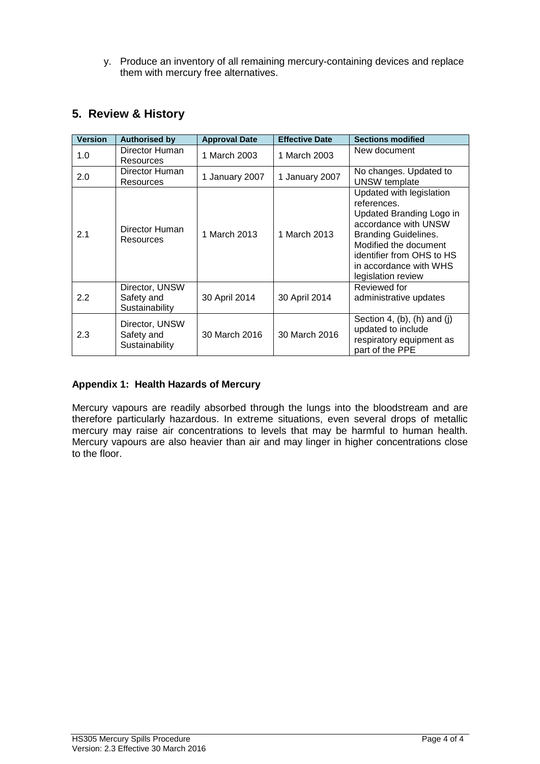y. Produce an inventory of all remaining mercury-containing devices and replace them with mercury free alternatives.

## 5. Review & History

| Version | Authorised by | Approval Date | Effective Date | Sections modified |
|---|---|---|---|---|
| 1.0 | Director Human Resources | 1 March 2003 | 1 March 2003 | New document |
| 2.0 | Director Human Resources | 1 January 2007 | 1 January 2007 | No changes. Updated to UNSW template |
| 2.1 | Director Human Resources | 1 March 2013 | 1 March 2013 | Updated with legislation references. Updated Branding Logo in accordance with UNSW Branding Guidelines. Modified the document identifier from OHS to HS in accordance with WHS legislation review |
| 2.2 | Director, UNSW Safety and Sustainability | 30 April 2014 | 30 April 2014 | Reviewed for administrative updates |
| 2.3 | Director, UNSW Safety and Sustainability | 30 March 2016 | 30 March 2016 | Section 4, (b), (h) and (j) updated to include respiratory equipment as part of the PPE |

**Appendix 1: Health Hazards of Mercury**

Mercury vapours are readily absorbed through the lungs into the bloodstream and are therefore particularly hazardous. In extreme situations, even several drops of metallic mercury may raise air concentrations to levels that may be harmful to human health. Mercury vapours are also heavier than air and may linger in higher concentrations close to the floor.